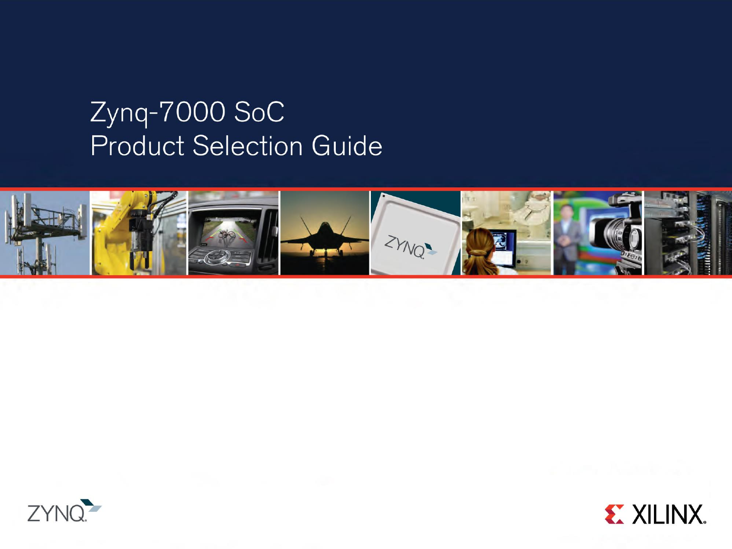# Zynq-7000 SoC Product Selection Guide

ZYNQ

XILINX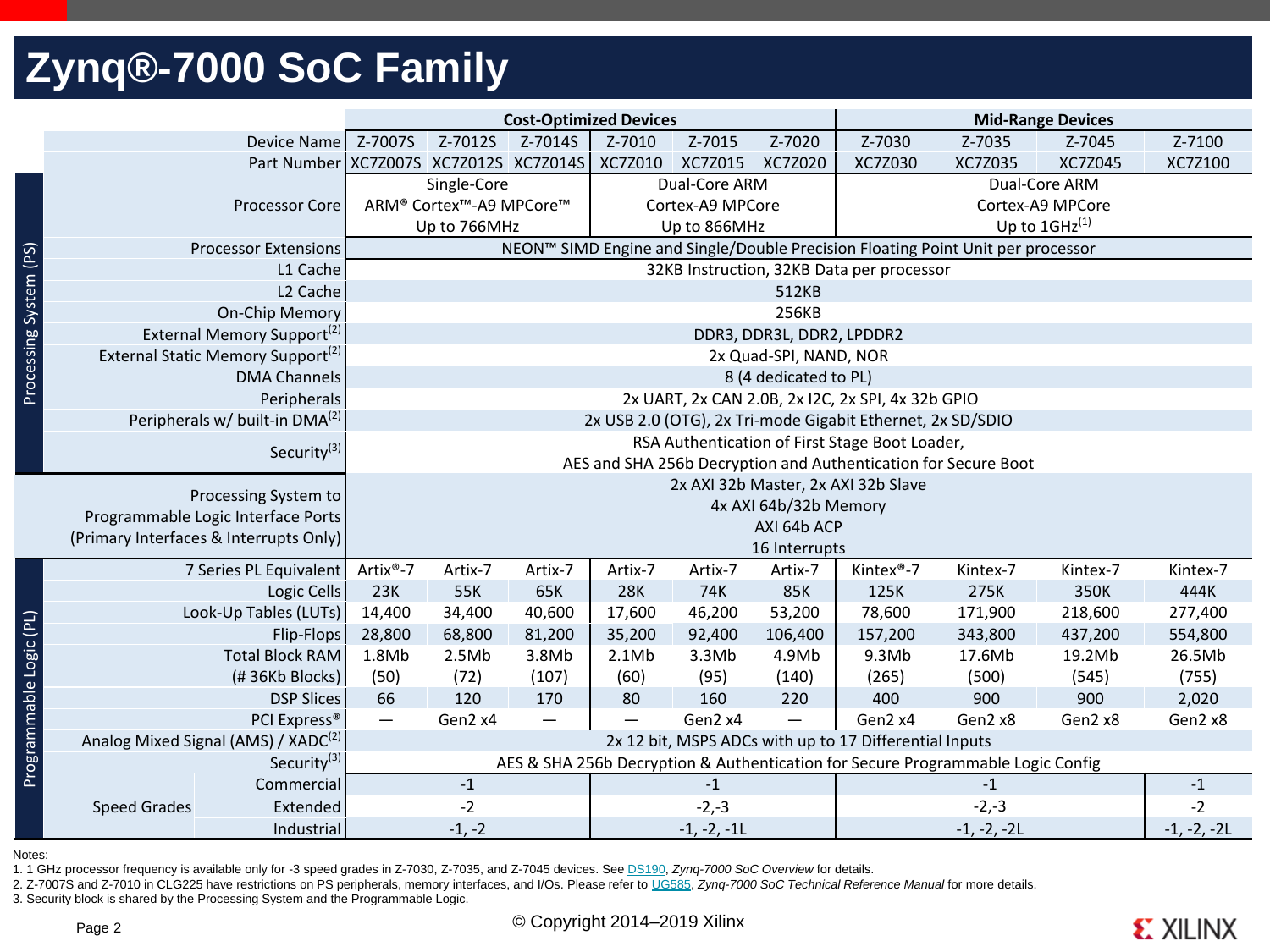# Zynq®-7000 SoC Family

| | | Cost-Optimized Devices | | | | | | Mid-Range Devices | | | |
|---|---|---|---|---|---|---|---|---|---|---|---|
| | Device Name | Z-7007S | Z-7012S | Z-7014S | Z-7010 | Z-7015 | Z-7020 | Z-7030 | Z-7035 | Z-7045 | Z-7100 |
| | Part Number | XC7Z007S | XC7Z012S | XC7Z014S | XC7Z010 | XC7Z015 | XC7Z020 | XC7Z030 | XC7Z035 | XC7Z045 | XC7Z100 |
| Processing System (PS) | Processor Core | Single-Core ARM® Cortex™-A9 MPCore™ Up to 766MHz | | | Dual-Core ARM Cortex-A9 MPCore Up to 866MHz | | | Dual-Core ARM Cortex-A9 MPCore Up to 1GHz[(1)] | | | |
| | Processor Extensions | NEON™ SIMD Engine and Single/Double Precision Floating Point Unit per processor | | | | | | | | | |
| | L1 Cache | 32KB Instruction, 32KB Data per processor | | | | | | | | | |
| | L2 Cache | 512KB | | | | | | | | | |
| | On-Chip Memory | 256KB | | | | | | | | | |
| | External Memory Support[(2)] | DDR3, DDR3L, DDR2, LPDDR2 | | | | | | | | | |
| | External Static Memory Support[(2)] | 2x Quad-SPI, NAND, NOR | | | | | | | | | |
| | DMA Channels | 8 (4 dedicated to PL) | | | | | | | | | |
| | Peripherals | 2x UART, 2x CAN 2.0B, 2x I2C, 2x SPI, 4x 32b GPIO | | | | | | | | | |
| | Peripherals w/ built-in DMA[(2)] | 2x USB 2.0 (OTG), 2x Tri-mode Gigabit Ethernet, 2x SD/SDIO | | | | | | | | | |
| | Security[(3)] | RSA Authentication of First Stage Boot Loader, AES and SHA 256b Decryption and Authentication for Secure Boot | | | | | | | | | |
| | Processing System to Programmable Logic Interface Ports (Primary Interfaces & Interrupts Only) | 2x AXI 32b Master, 2x AXI 32b Slave; 4x AXI 64b/32b Memory; AXI 64b ACP; 16 Interrupts | | | | | | | | | |
| Programmable Logic (PL) | 7 Series PL Equivalent | Artix®-7 | Artix-7 | Artix-7 | Artix-7 | Artix-7 | Artix-7 | Kintex®-7 | Kintex-7 | Kintex-7 | Kintex-7 |
| | Logic Cells | 23K | 55K | 65K | 28K | 74K | 85K | 125K | 275K | 350K | 444K |
| | Look-Up Tables (LUTs) | 14,400 | 34,400 | 40,600 | 17,600 | 46,200 | 53,200 | 78,600 | 171,900 | 218,600 | 277,400 |
| | Flip-Flops | 28,800 | 68,800 | 81,200 | 35,200 | 92,400 | 106,400 | 157,200 | 343,800 | 437,200 | 554,800 |
| | Total Block RAM (# 36Kb Blocks) | 1.8Mb (50) | 2.5Mb (72) | 3.8Mb (107) | 2.1Mb (60) | 3.3Mb (95) | 4.9Mb (140) | 9.3Mb (265) | 17.6Mb (500) | 19.2Mb (545) | 26.5Mb (755) |
| | DSP Slices | 66 | 120 | 170 | 80 | 160 | 220 | 400 | 900 | 900 | 2,020 |
| | PCI Express® | — | Gen2 x4 | — | — | Gen2 x4 | — | Gen2 x4 | Gen2 x8 | Gen2 x8 | Gen2 x8 |
| | Analog Mixed Signal (AMS) / XADC[(2)] | 2x 12 bit, MSPS ADCs with up to 17 Differential Inputs | | | | | | | | | |
| | Security[(3)] | AES & SHA 256b Decryption & Authentication for Secure Programmable Logic Config | | | | | | | | | |
| Speed Grades | Commercial | -1 | | | -1 | | | -1 | | | -1 |
| | Extended | -2 | | | -2,-3 | | | -2,-3 | | | -2 |
| | Industrial | -1, -2 | | | -1, -2, -1L | | | -1, -2, -2L | | | -1, -2, -2L |

Notes:

1. 1 GHz processor frequency is available only for -3 speed grades in Z-7030, Z-7035, and Z-7045 devices. See DS190, *Zynq-7000 SoC Overview* for details.
2. Z-7007S and Z-7010 in CLG225 have restrictions on PS peripherals, memory interfaces, and I/Os. Please refer to UG585, *Zynq-7000 SoC Technical Reference Manual* for more details.
3. Security block is shared by the Processing System and the Programmable Logic.

© Copyright 2014–2019 Xilinx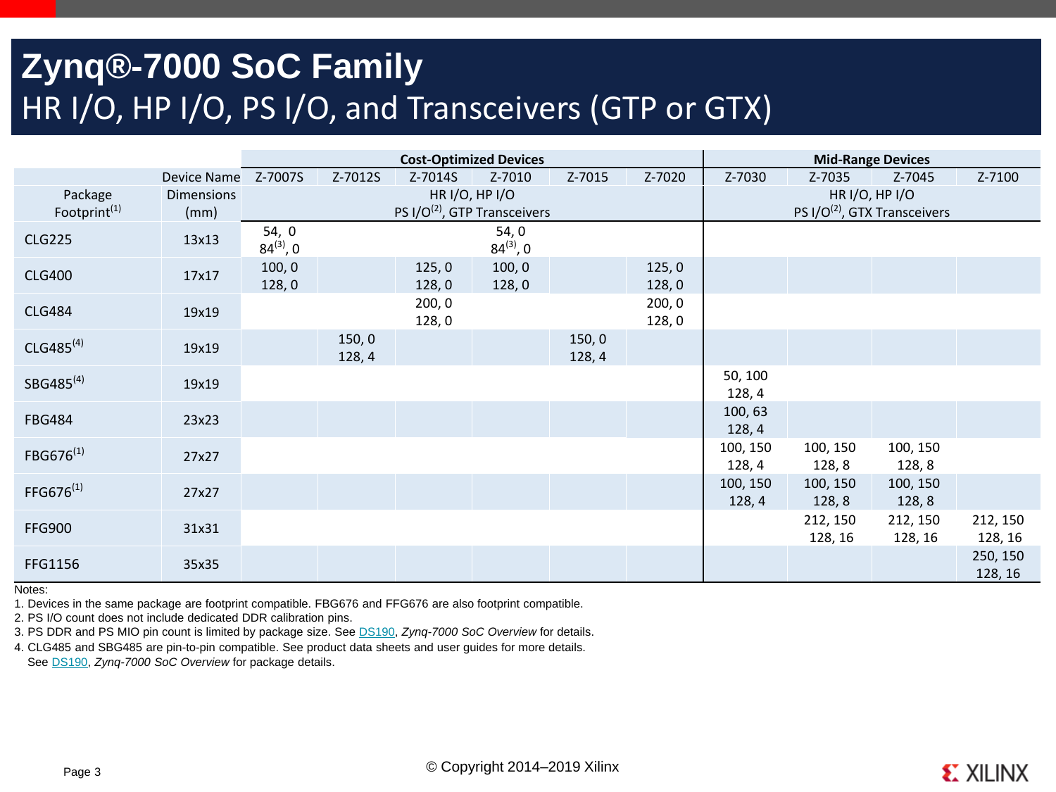# Zynq®-7000 SoC Family

## HR I/O, HP I/O, PS I/O, and Transceivers (GTP or GTX)

| | | Cost-Optimized Devices | | | | | | Mid-Range Devices | | | |
|---|---|---|---|---|---|---|---|---|---|---|---|
| | Device Name | Z-7007S | Z-7012S | Z-7014S | Z-7010 | Z-7015 | Z-7020 | Z-7030 | Z-7035 | Z-7045 | Z-7100 |
| Package Footprint[1] | Dimensions (mm) | HR I/O, HP I/O<br>PS I/O[2], GTP Transceivers | | | | | | HR I/O, HP I/O<br>PS I/O[2], GTX Transceivers | | | |
| CLG225 | 13x13 | 54, 0<br>84[3], 0 | | | 54, 0<br>84[3], 0 | | | | | | |
| CLG400 | 17x17 | 100, 0<br>128, 0 | | 125, 0<br>128, 0 | 100, 0<br>128, 0 | | 125, 0<br>128, 0 | | | | |
| CLG484 | 19x19 | | | 200, 0<br>128, 0 | | | 200, 0<br>128, 0 | | | | |
| CLG485[4] | 19x19 | | 150, 0<br>128, 4 | | | 150, 0<br>128, 4 | | | | | |
| SBG485[4] | 19x19 | | | | | | | 50, 100<br>128, 4 | | | |
| FBG484 | 23x23 | | | | | | | 100, 63<br>128, 4 | | | |
| FBG676[1] | 27x27 | | | | | | | 100, 150<br>128, 4 | 100, 150<br>128, 8 | 100, 150<br>128, 8 | |
| FFG676[1] | 27x27 | | | | | | | 100, 150<br>128, 4 | 100, 150<br>128, 8 | 100, 150<br>128, 8 | |
| FFG900 | 31x31 | | | | | | | | 212, 150<br>128, 16 | 212, 150<br>128, 16 | 212, 150<br>128, 16 |
| FFG1156 | 35x35 | | | | | | | | | | 250, 150<br>128, 16 |

Notes:

1. Devices in the same package are footprint compatible. FBG676 and FFG676 are also footprint compatible.
2. PS I/O count does not include dedicated DDR calibration pins.
3. PS DDR and PS MIO pin count is limited by package size. See DS190, *Zynq-7000 SoC Overview* for details.
4. CLG485 and SBG485 are pin-to-pin compatible. See product data sheets and user guides for more details.

See DS190, *Zynq-7000 SoC Overview* for package details.

© Copyright 2014–2019 Xilinx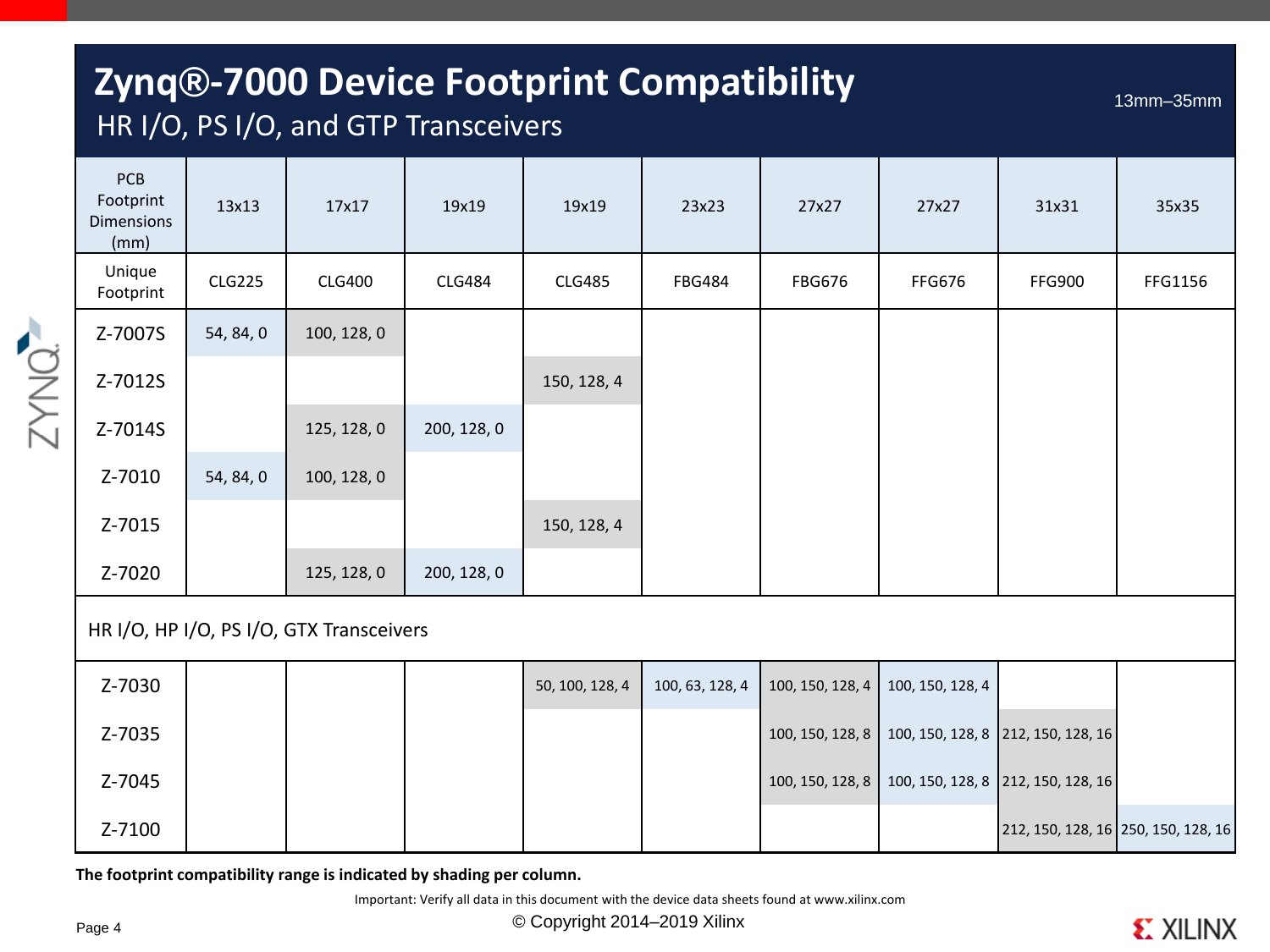# Zynq®-7000 Device Footprint Compatibility

## HR I/O, PS I/O, and GTP Transceivers

13mm–35mm

| PCB Footprint Dimensions (mm) | 13x13 | 17x17 | 19x19 | 19x19 | 23x23 | 27x27 | 27x27 | 31x31 | 35x35 |
|---|---|---|---|---|---|---|---|---|---|
| Unique Footprint | CLG225 | CLG400 | CLG484 | CLG485 | FBG484 | FBG676 | FFG676 | FFG900 | FFG1156 |
| Z-7007S | 54, 84, 0 | 100, 128, 0 | | | | | | | |
| Z-7012S | | | | 150, 128, 4 | | | | | |
| Z-7014S | | 125, 128, 0 | 200, 128, 0 | | | | | | |
| Z-7010 | 54, 84, 0 | 100, 128, 0 | | | | | | | |
| Z-7015 | | | | 150, 128, 4 | | | | | |
| Z-7020 | | 125, 128, 0 | 200, 128, 0 | | | | | | |
| **HR I/O, HP I/O, PS I/O, GTX Transceivers** | | | | | | | | | |
| Z-7030 | | | | 50, 100, 128, 4 | 100, 63, 128, 4 | 100, 150, 128, 4 | 100, 150, 128, 4 | | |
| Z-7035 | | | | | | 100, 150, 128, 8 | 100, 150, 128, 8 | 212, 150, 128, 16 | |
| Z-7045 | | | | | | 100, 150, 128, 8 | 100, 150, 128, 8 | 212, 150, 128, 16 | |
| Z-7100 | | | | | | | | 212, 150, 128, 16 | 250, 150, 128, 16 |

**The footprint compatibility range is indicated by shading per column.**

Important: Verify all data in this document with the device data sheets found at www.xilinx.com

© Copyright 2014–2019 Xilinx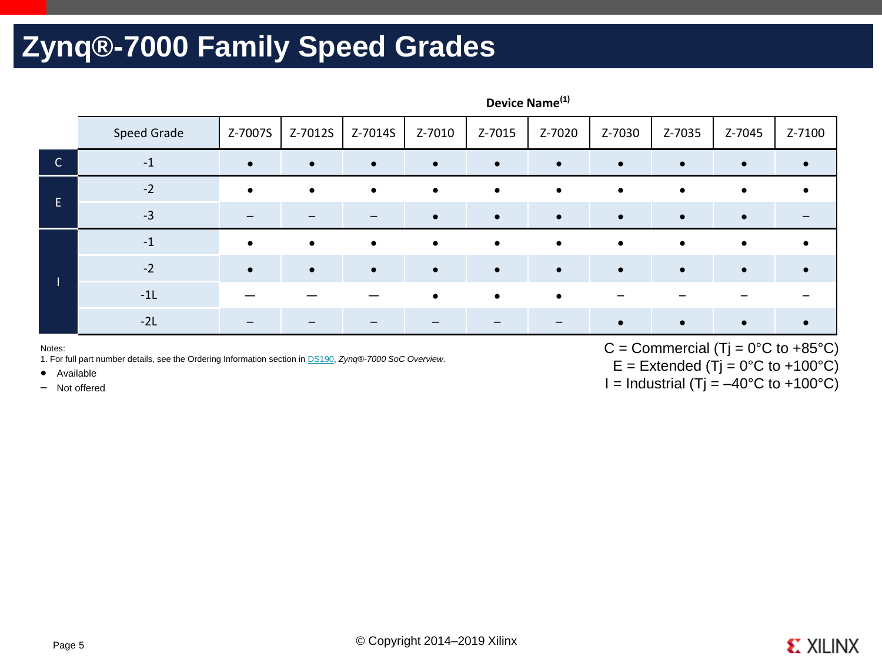# Zynq®-7000 Family Speed Grades

| | Speed Grade | Z-7007S | Z-7012S | Z-7014S | Z-7010 | Z-7015 | Z-7020 | Z-7030 | Z-7035 | Z-7045 | Z-7100 |
|---|---|---|---|---|---|---|---|---|---|---|---|
| | | Device Name(1) | | | | | | | | | |
| C | -1 | ● | ● | ● | ● | ● | ● | ● | ● | ● | ● |
| E | -2 | ● | ● | ● | ● | ● | ● | ● | ● | ● | ● |
| E | -3 | – | – | – | ● | ● | ● | ● | ● | ● | – |
| I | -1 | ● | ● | ● | ● | ● | ● | ● | ● | ● | ● |
| I | -2 | ● | ● | ● | ● | ● | ● | ● | ● | ● | ● |
| I | -1L | — | — | — | ● | ● | ● | – | – | – | – |
| I | -2L | – | – | – | – | – | – | ● | ● | ● | ● |

Notes:

1. For full part number details, see the Ordering Information section in DS190, *Zynq®-7000 SoC Overview*.

- ● Available
- – Not offered

C = Commercial (Tj = 0°C to +85°C)
E = Extended (Tj = 0°C to +100°C)
I = Industrial (Tj = –40°C to +100°C)

© Copyright 2014–2019 Xilinx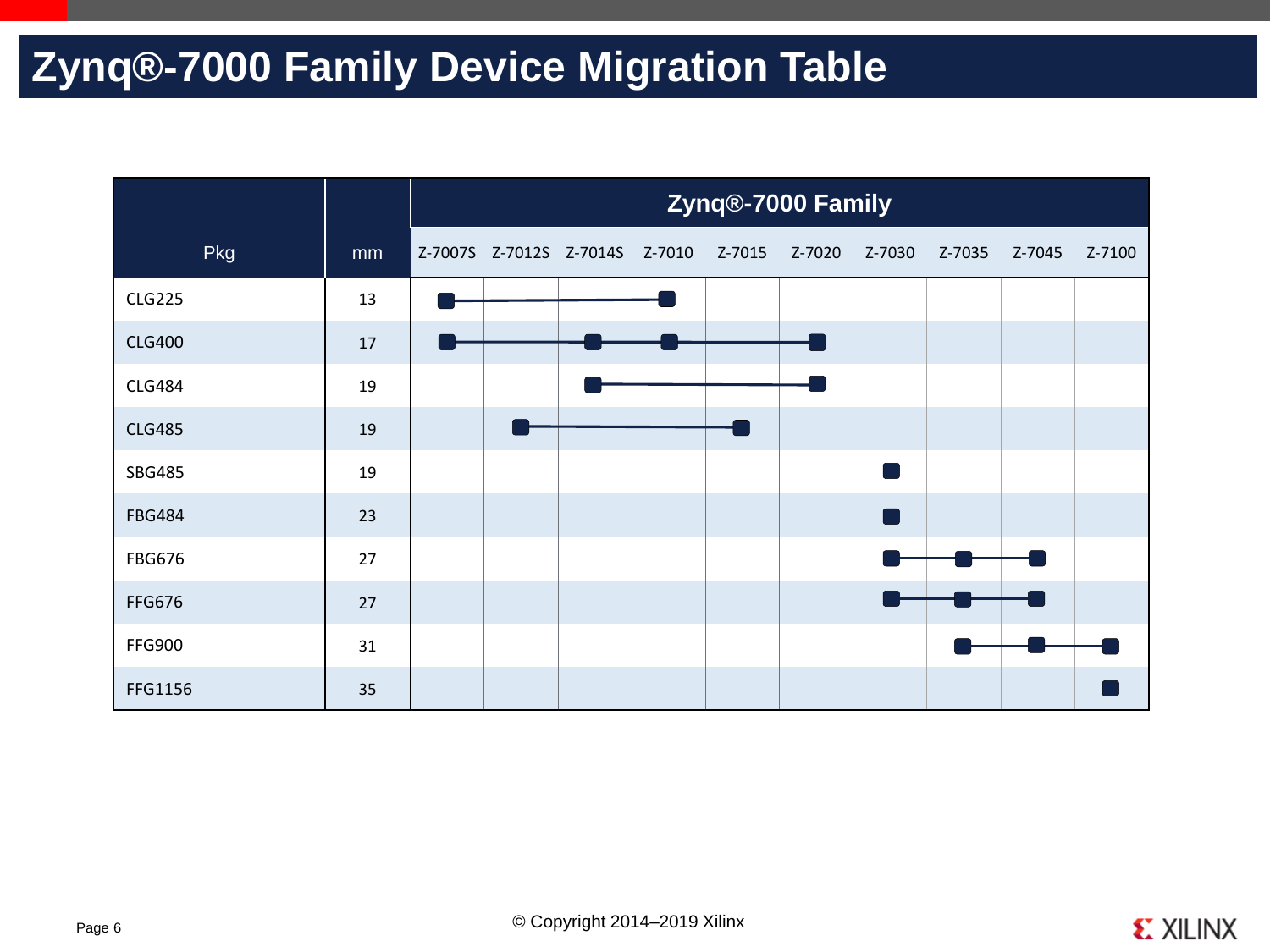# Zynq®-7000 Family Device Migration Table

| Pkg | mm | Zynq®-7000 Family | | | | | | | | | |
|---|---|---|---|---|---|---|---|---|---|---|---|
| | | Z-7007S | Z-7012S | Z-7014S | Z-7010 | Z-7015 | Z-7020 | Z-7030 | Z-7035 | Z-7045 | Z-7100 |
| CLG225 | 13 | ■ | — | — | ■ | | | | | | |
| CLG400 | 17 | ■ | — | ■ | ■ | — | ■ | | | | |
| CLG484 | 19 | | | ■ | — | — | ■ | | | | |
| CLG485 | 19 | | ■ | — | — | ■ | | | | | |
| SBG485 | 19 | | | | | | | ■ | | | |
| FBG484 | 23 | | | | | | | ■ | | | |
| FBG676 | 27 | | | | | | | ■ | ■ | ■ | |
| FFG676 | 27 | | | | | | | ■ | ■ | ■ | |
| FFG900 | 31 | | | | | | | | ■ | ■ | ■ |
| FFG1156 | 35 | | | | | | | | | | ■ |

© Copyright 2014–2019 Xilinx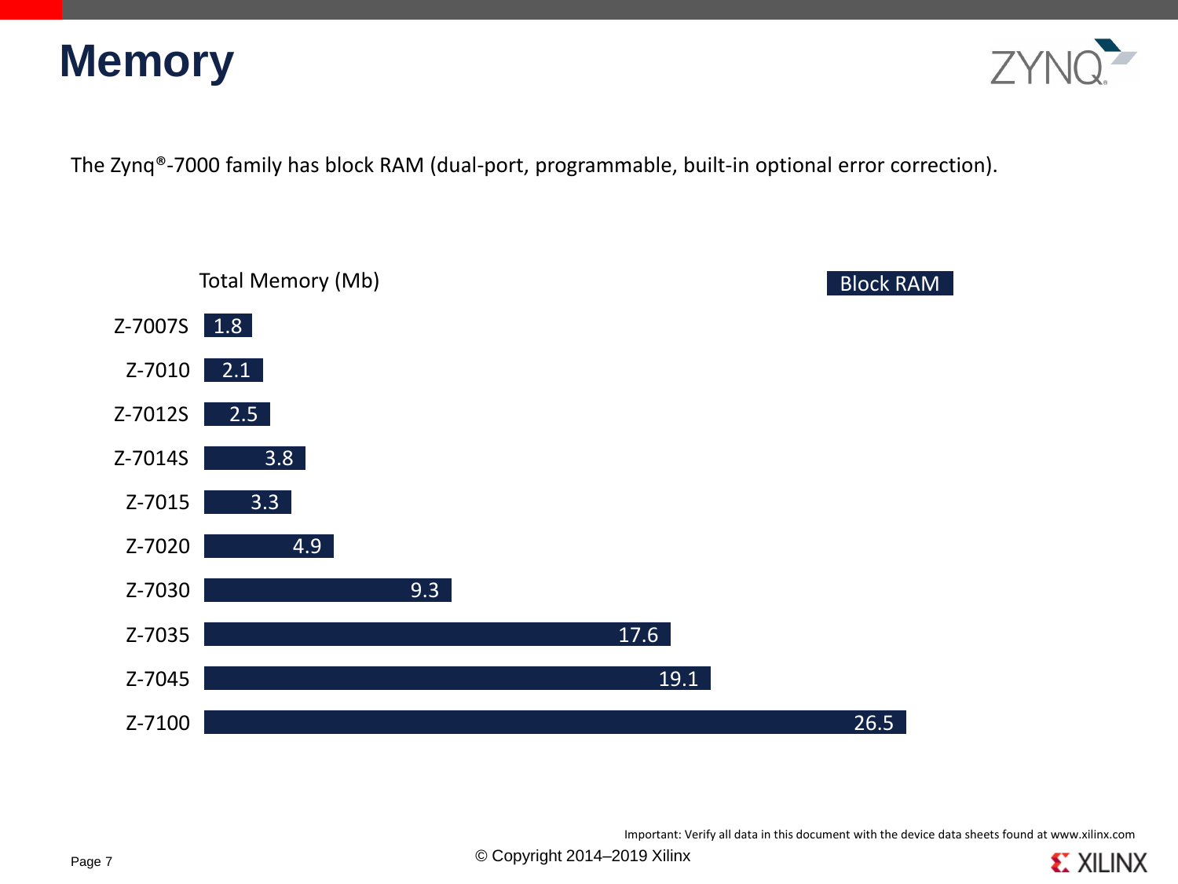# Memory

The Zynq®-7000 family has block RAM (dual-port, programmable, built-in optional error correction).

Total Memory (Mb)

| Device | Block RAM |
|---|---|
| Z-7007S | 1.8 |
| Z-7010 | 2.1 |
| Z-7012S | 2.5 |
| Z-7014S | 3.8 |
| Z-7015 | 3.3 |
| Z-7020 | 4.9 |
| Z-7030 | 9.3 |
| Z-7035 | 17.6 |
| Z-7045 | 19.1 |
| Z-7100 | 26.5 |

Important: Verify all data in this document with the device data sheets found at www.xilinx.com

© Copyright 2014–2019 Xilinx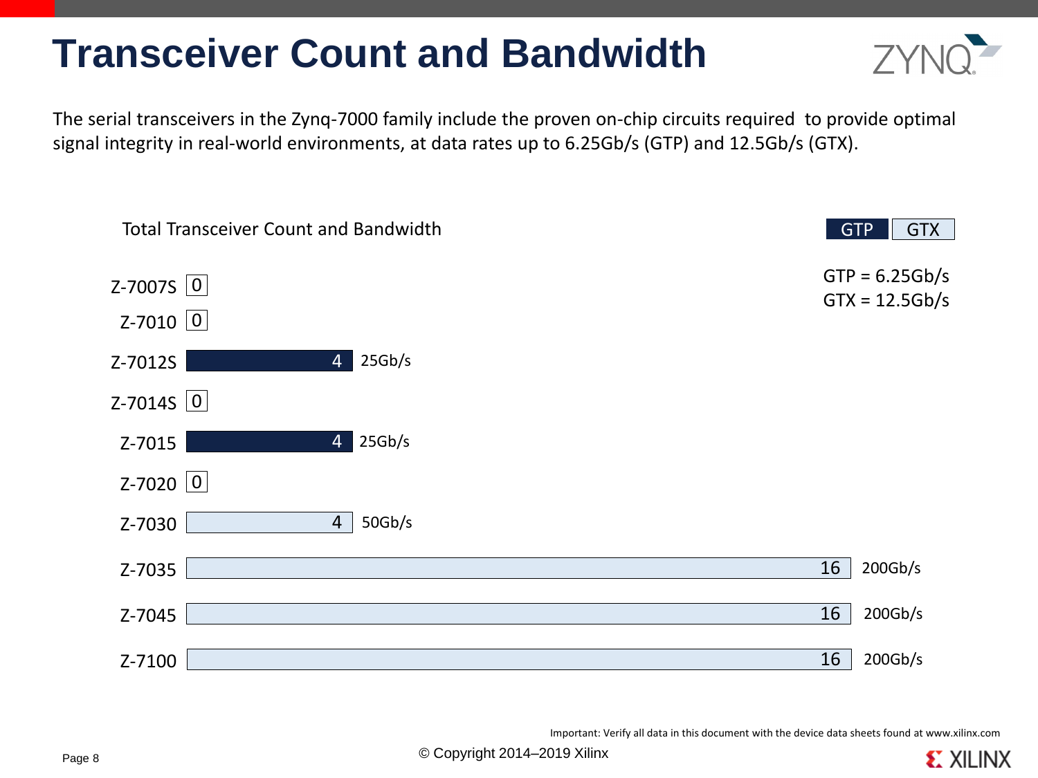# Transceiver Count and Bandwidth

The serial transceivers in the Zynq-7000 family include the proven on-chip circuits required to provide optimal signal integrity in real-world environments, at data rates up to 6.25Gb/s (GTP) and 12.5Gb/s (GTX).

**Total Transceiver Count and Bandwidth**

GTP = 6.25Gb/s
GTX = 12.5Gb/s

| Device | Transceiver Type | Count | Bandwidth |
|---|---|---|---|
| Z-7007S | | 0 | |
| Z-7010 | | 0 | |
| Z-7012S | GTP | 4 | 25Gb/s |
| Z-7014S | | 0 | |
| Z-7015 | GTP | 4 | 25Gb/s |
| Z-7020 | | 0 | |
| Z-7030 | GTX | 4 | 50Gb/s |
| Z-7035 | GTX | 16 | 200Gb/s |
| Z-7045 | GTX | 16 | 200Gb/s |
| Z-7100 | GTX | 16 | 200Gb/s |

Important: Verify all data in this document with the device data sheets found at www.xilinx.com

© Copyright 2014–2019 Xilinx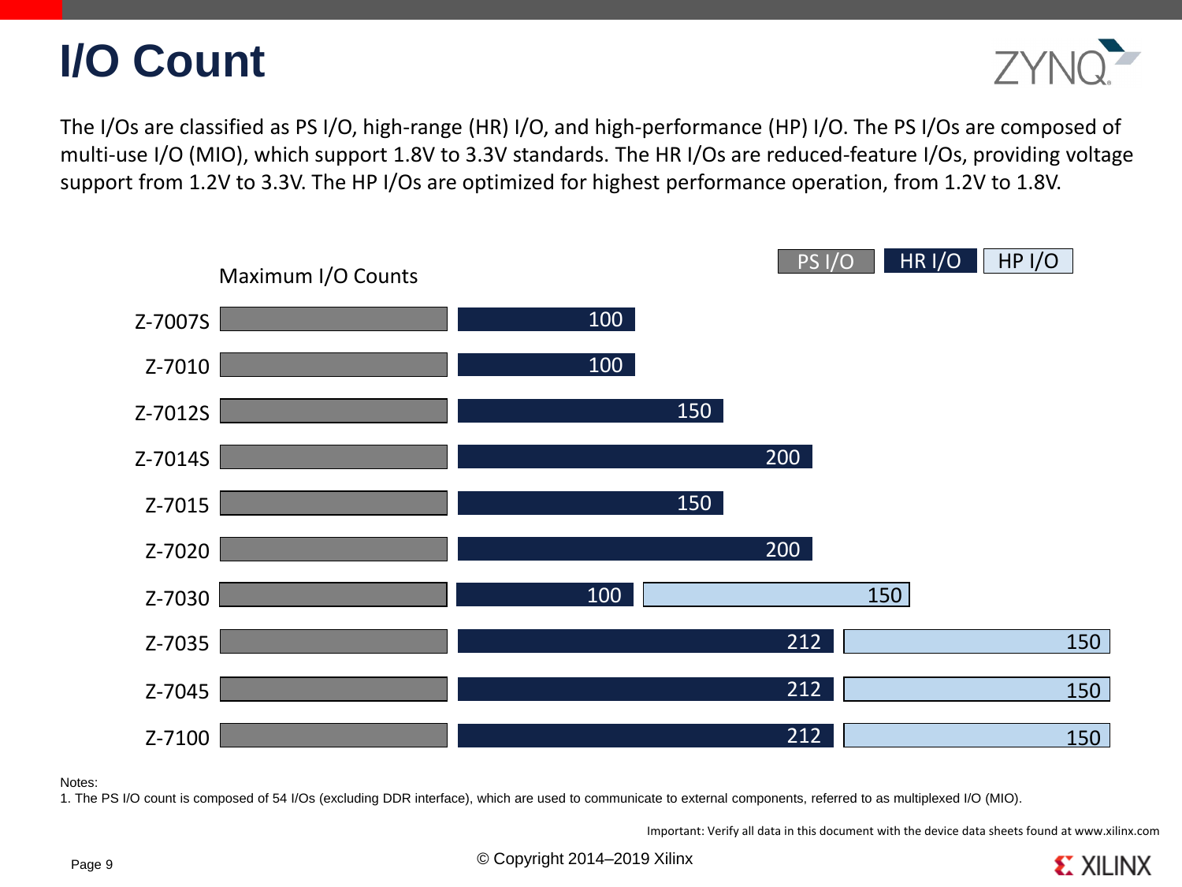# I/O Count

The I/Os are classified as PS I/O, high-range (HR) I/O, and high-performance (HP) I/O. The PS I/Os are composed of multi-use I/O (MIO), which support 1.8V to 3.3V standards. The HR I/Os are reduced-feature I/Os, providing voltage support from 1.2V to 3.3V. The HP I/Os are optimized for highest performance operation, from 1.2V to 1.8V.

Maximum I/O Counts

| Device | PS I/O | HR I/O | HP I/O |
|---|---|---|---|
| Z-7007S | | 100 | |
| Z-7010 | | 100 | |
| Z-7012S | | 150 | |
| Z-7014S | | 200 | |
| Z-7015 | | 150 | |
| Z-7020 | | 200 | |
| Z-7030 | | 100 | 150 |
| Z-7035 | | 212 | 150 |
| Z-7045 | | 212 | 150 |
| Z-7100 | | 212 | 150 |

Notes:
1. The PS I/O count is composed of 54 I/Os (excluding DDR interface), which are used to communicate to external components, referred to as multiplexed I/O (MIO).

Important: Verify all data in this document with the device data sheets found at www.xilinx.com

© Copyright 2014–2019 Xilinx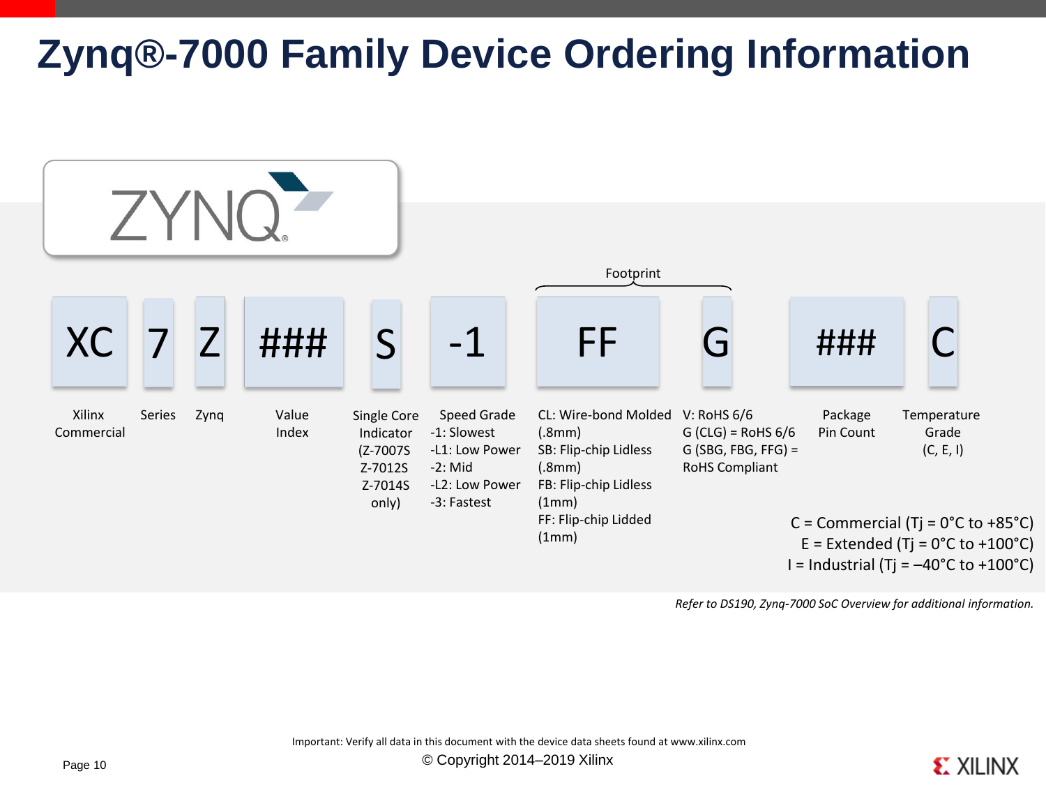# Zynq®-7000 Family Device Ordering Information

ZYNQ®

Footprint

| XC | 7 | Z | ### | S | -1 | FF | G | ### | C |
|---|---|---|---|---|---|---|---|---|---|
| Xilinx Commercial | Series | Zynq | Value Index | Single Core Indicator (Z-7007S Z-7012S Z-7014S only) | Speed Grade<br>-1: Slowest<br>-L1: Low Power<br>-2: Mid<br>-L2: Low Power<br>-3: Fastest | CL: Wire-bond Molded (.8mm)<br>SB: Flip-chip Lidless (.8mm)<br>FB: Flip-chip Lidless (1mm)<br>FF: Flip-chip Lidded (1mm) | V: RoHS 6/6<br>G (CLG) = RoHS 6/6<br>G (SBG, FBG, FFG) = RoHS Compliant | Package Pin Count | Temperature Grade (C, E, I) |

C = Commercial (Tj = 0°C to +85°C)
E = Extended (Tj = 0°C to +100°C)
I = Industrial (Tj = –40°C to +100°C)

*Refer to DS190, Zynq-7000 SoC Overview for additional information.*

Important: Verify all data in this document with the device data sheets found at www.xilinx.com

© Copyright 2014–2019 Xilinx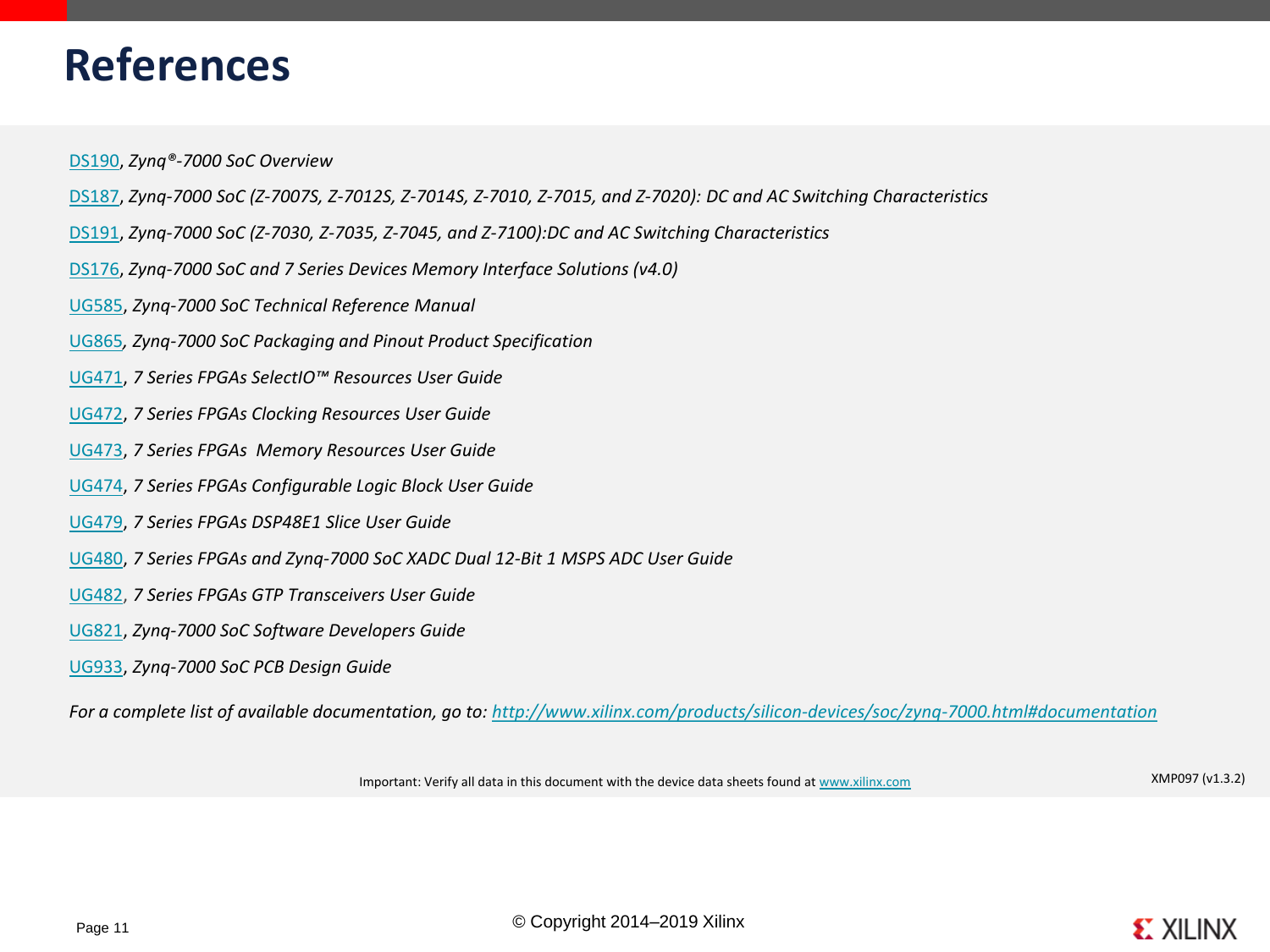# References

DS190, *Zynq®-7000 SoC Overview*

DS187, *Zynq-7000 SoC (Z-7007S, Z-7012S, Z-7014S, Z-7010, Z-7015, and Z-7020): DC and AC Switching Characteristics*

DS191, *Zynq-7000 SoC (Z-7030, Z-7035, Z-7045, and Z-7100):DC and AC Switching Characteristics*

DS176, *Zynq-7000 SoC and 7 Series Devices Memory Interface Solutions (v4.0)*

UG585, *Zynq-7000 SoC Technical Reference Manual*

UG865, *Zynq-7000 SoC Packaging and Pinout Product Specification*

UG471, *7 Series FPGAs SelectIO™ Resources User Guide*

UG472, *7 Series FPGAs Clocking Resources User Guide*

UG473, *7 Series FPGAs Memory Resources User Guide*

UG474, *7 Series FPGAs Configurable Logic Block User Guide*

UG479, *7 Series FPGAs DSP48E1 Slice User Guide*

UG480, *7 Series FPGAs and Zynq-7000 SoC XADC Dual 12-Bit 1 MSPS ADC User Guide*

UG482, *7 Series FPGAs GTP Transceivers User Guide*

UG821, *Zynq-7000 SoC Software Developers Guide*

UG933, *Zynq-7000 SoC PCB Design Guide*

*For a complete list of available documentation, go to: http://www.xilinx.com/products/silicon-devices/soc/zynq-7000.html#documentation*

Important: Verify all data in this document with the device data sheets found at www.xilinx.com

XMP097 (v1.3.2)

© Copyright 2014–2019 Xilinx